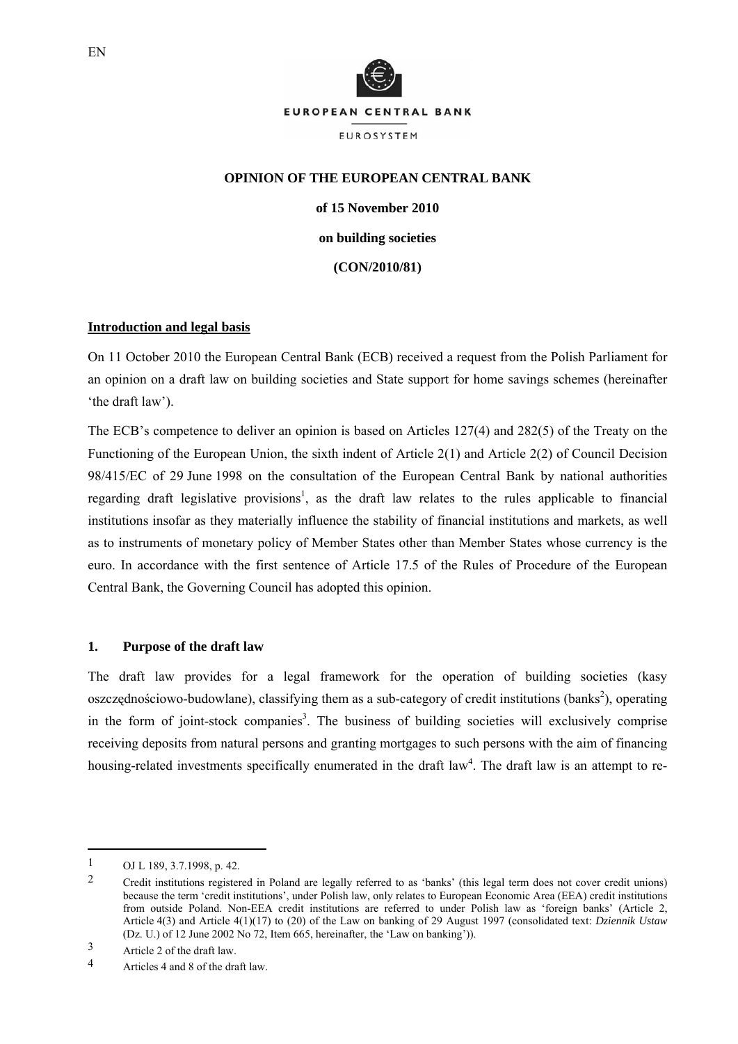**OPINION OF THE EUROPEAN CENTRAL BANK**

**of 15 November 2010**

**on building societies**

**(CON/2010/81)**

## Introduction and legal basis

On 11 October 2010 the European Central Bank (ECB) received a request from the Polish Parliament for an opinion on a draft law on building societies and State support for home savings schemes (hereinafter 'the draft law').

The ECB's competence to deliver an opinion is based on Articles 127(4) and 282(5) of the Treaty on the Functioning of the European Union, the sixth indent of Article 2(1) and Article 2(2) of Council Decision 98/415/EC of 29 June 1998 on the consultation of the European Central Bank by national authorities regarding draft legislative provisions[1], as the draft law relates to the rules applicable to financial institutions insofar as they materially influence the stability of financial institutions and markets, as well as to instruments of monetary policy of Member States other than Member States whose currency is the euro. In accordance with the first sentence of Article 17.5 of the Rules of Procedure of the European Central Bank, the Governing Council has adopted this opinion.

## 1. Purpose of the draft law

The draft law provides for a legal framework for the operation of building societies (kasy oszczędnościowo-budowlane), classifying them as a sub-category of credit institutions (banks[2]), operating in the form of joint-stock companies[3]. The business of building societies will exclusively comprise receiving deposits from natural persons and granting mortgages to such persons with the aim of financing housing-related investments specifically enumerated in the draft law[4]. The draft law is an attempt to re-

---

1 OJ L 189, 3.7.1998, p. 42.

2 Credit institutions registered in Poland are legally referred to as 'banks' (this legal term does not cover credit unions) because the term 'credit institutions', under Polish law, only relates to European Economic Area (EEA) credit institutions from outside Poland. Non-EEA credit institutions are referred to under Polish law as 'foreign banks' (Article 2, Article 4(3) and Article 4(1)(17) to (20) of the Law on banking of 29 August 1997 (consolidated text: *Dziennik Ustaw* (Dz. U.) of 12 June 2002 No 72, Item 665, hereinafter, the 'Law on banking')).

3 Article 2 of the draft law.

4 Articles 4 and 8 of the draft law.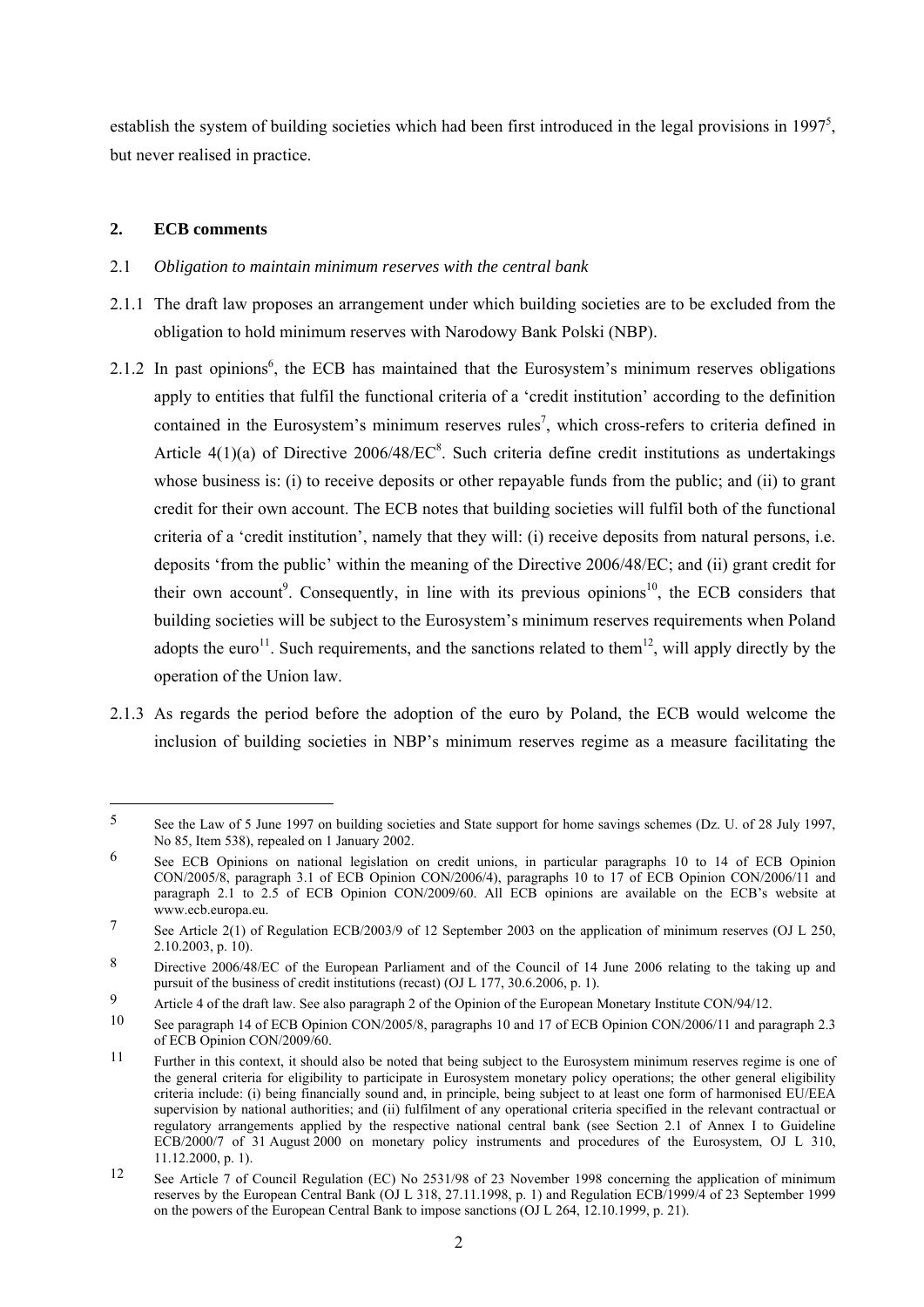establish the system of building societies which had been first introduced in the legal provisions in 1997[5], but never realised in practice.

## 2. ECB comments

### 2.1 *Obligation to maintain minimum reserves with the central bank*

2.1.1 The draft law proposes an arrangement under which building societies are to be excluded from the obligation to hold minimum reserves with Narodowy Bank Polski (NBP).

2.1.2 In past opinions[6], the ECB has maintained that the Eurosystem's minimum reserves obligations apply to entities that fulfil the functional criteria of a 'credit institution' according to the definition contained in the Eurosystem's minimum reserves rules[7], which cross-refers to criteria defined in Article 4(1)(a) of Directive 2006/48/EC[8]. Such criteria define credit institutions as undertakings whose business is: (i) to receive deposits or other repayable funds from the public; and (ii) to grant credit for their own account. The ECB notes that building societies will fulfil both of the functional criteria of a 'credit institution', namely that they will: (i) receive deposits from natural persons, i.e. deposits 'from the public' within the meaning of the Directive 2006/48/EC; and (ii) grant credit for their own account[9]. Consequently, in line with its previous opinions[10], the ECB considers that building societies will be subject to the Eurosystem's minimum reserves requirements when Poland adopts the euro[11]. Such requirements, and the sanctions related to them[12], will apply directly by the operation of the Union law.

2.1.3 As regards the period before the adoption of the euro by Poland, the ECB would welcome the inclusion of building societies in NBP's minimum reserves regime as a measure facilitating the

---

5 See the Law of 5 June 1997 on building societies and State support for home savings schemes (Dz. U. of 28 July 1997, No 85, Item 538), repealed on 1 January 2002.

6 See ECB Opinions on national legislation on credit unions, in particular paragraphs 10 to 14 of ECB Opinion CON/2005/8, paragraph 3.1 of ECB Opinion CON/2006/4), paragraphs 10 to 17 of ECB Opinion CON/2006/11 and paragraph 2.1 to 2.5 of ECB Opinion CON/2009/60. All ECB opinions are available on the ECB's website at www.ecb.europa.eu.

7 See Article 2(1) of Regulation ECB/2003/9 of 12 September 2003 on the application of minimum reserves (OJ L 250, 2.10.2003, p. 10).

8 Directive 2006/48/EC of the European Parliament and of the Council of 14 June 2006 relating to the taking up and pursuit of the business of credit institutions (recast) (OJ L 177, 30.6.2006, p. 1).

9 Article 4 of the draft law. See also paragraph 2 of the Opinion of the European Monetary Institute CON/94/12.

10 See paragraph 14 of ECB Opinion CON/2005/8, paragraphs 10 and 17 of ECB Opinion CON/2006/11 and paragraph 2.3 of ECB Opinion CON/2009/60.

11 Further in this context, it should also be noted that being subject to the Eurosystem minimum reserves regime is one of the general criteria for eligibility to participate in Eurosystem monetary policy operations; the other general eligibility criteria include: (i) being financially sound and, in principle, being subject to at least one form of harmonised EU/EEA supervision by national authorities; and (ii) fulfilment of any operational criteria specified in the relevant contractual or regulatory arrangements applied by the respective national central bank (see Section 2.1 of Annex I to Guideline ECB/2000/7 of 31 August 2000 on monetary policy instruments and procedures of the Eurosystem, OJ L 310, 11.12.2000, p. 1).

12 See Article 7 of Council Regulation (EC) No 2531/98 of 23 November 1998 concerning the application of minimum reserves by the European Central Bank (OJ L 318, 27.11.1998, p. 1) and Regulation ECB/1999/4 of 23 September 1999 on the powers of the European Central Bank to impose sanctions (OJ L 264, 12.10.1999, p. 21).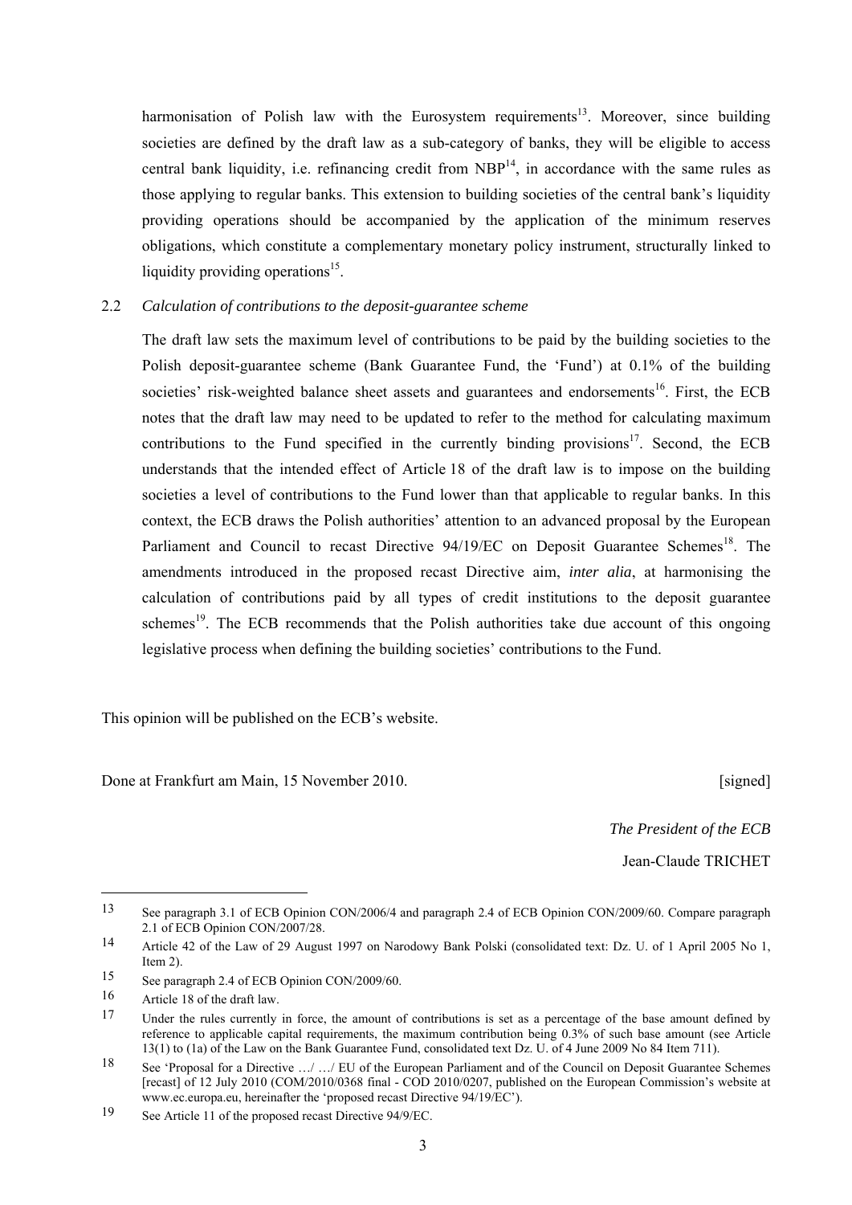harmonisation of Polish law with the Eurosystem requirements[13]. Moreover, since building societies are defined by the draft law as a sub-category of banks, they will be eligible to access central bank liquidity, i.e. refinancing credit from NBP[14], in accordance with the same rules as those applying to regular banks. This extension to building societies of the central bank's liquidity providing operations should be accompanied by the application of the minimum reserves obligations, which constitute a complementary monetary policy instrument, structurally linked to liquidity providing operations[15].

2.2 *Calculation of contributions to the deposit-guarantee scheme*

The draft law sets the maximum level of contributions to be paid by the building societies to the Polish deposit-guarantee scheme (Bank Guarantee Fund, the 'Fund') at 0.1% of the building societies' risk-weighted balance sheet assets and guarantees and endorsements[16]. First, the ECB notes that the draft law may need to be updated to refer to the method for calculating maximum contributions to the Fund specified in the currently binding provisions[17]. Second, the ECB understands that the intended effect of Article 18 of the draft law is to impose on the building societies a level of contributions to the Fund lower than that applicable to regular banks. In this context, the ECB draws the Polish authorities' attention to an advanced proposal by the European Parliament and Council to recast Directive 94/19/EC on Deposit Guarantee Schemes[18]. The amendments introduced in the proposed recast Directive aim, *inter alia*, at harmonising the calculation of contributions paid by all types of credit institutions to the deposit guarantee schemes[19]. The ECB recommends that the Polish authorities take due account of this ongoing legislative process when defining the building societies' contributions to the Fund.

This opinion will be published on the ECB's website.

Done at Frankfurt am Main, 15 November 2010. [signed]

*The President of the ECB*

Jean-Claude TRICHET

---

13 See paragraph 3.1 of ECB Opinion CON/2006/4 and paragraph 2.4 of ECB Opinion CON/2009/60. Compare paragraph 2.1 of ECB Opinion CON/2007/28.

14 Article 42 of the Law of 29 August 1997 on Narodowy Bank Polski (consolidated text: Dz. U. of 1 April 2005 No 1, Item 2).

15 See paragraph 2.4 of ECB Opinion CON/2009/60.

16 Article 18 of the draft law.

17 Under the rules currently in force, the amount of contributions is set as a percentage of the base amount defined by reference to applicable capital requirements, the maximum contribution being 0.3% of such base amount (see Article 13(1) to (1a) of the Law on the Bank Guarantee Fund, consolidated text Dz. U. of 4 June 2009 No 84 Item 711).

18 See 'Proposal for a Directive …/ …/ EU of the European Parliament and of the Council on Deposit Guarantee Schemes [recast] of 12 July 2010 (COM/2010/0368 final - COD 2010/0207, published on the European Commission's website at www.ec.europa.eu, hereinafter the 'proposed recast Directive 94/19/EC').

19 See Article 11 of the proposed recast Directive 94/9/EC.